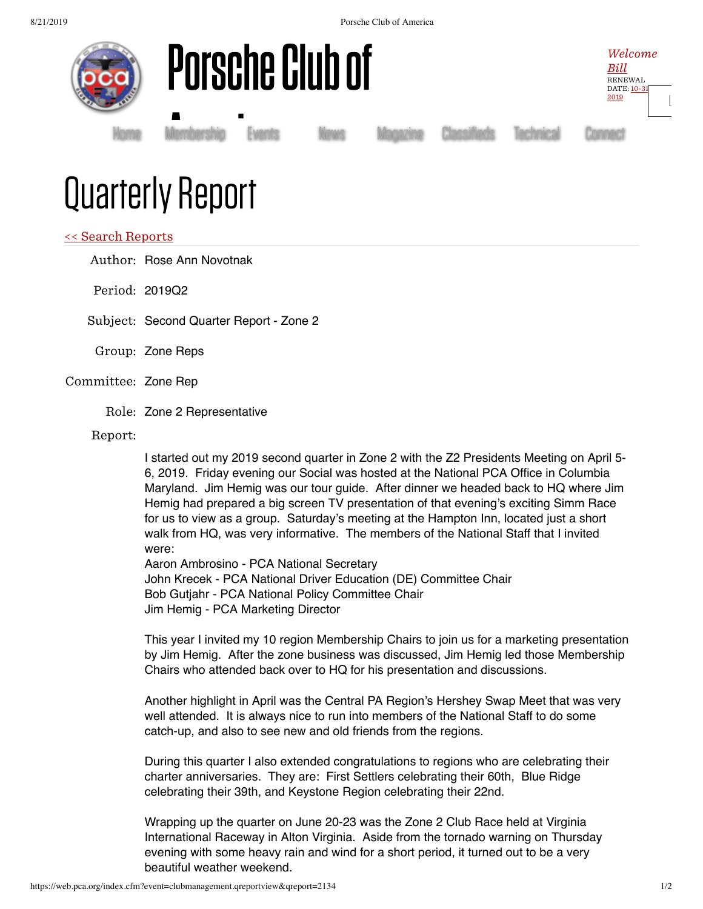# Porsche Club of America

*Welcome Bill*
RENEWAL DATE: 10-31-2019

Home Membership Events News Magazine Classifieds Technical Connect

# Quarterly Report

<< Search Reports

**Author:** Rose Ann Novotnak

**Period:** 2019Q2

**Subject:** Second Quarter Report - Zone 2

**Group:** Zone Reps

**Committee:** Zone Rep

**Role:** Zone 2 Representative

**Report:**

I started out my 2019 second quarter in Zone 2 with the Z2 Presidents Meeting on April 5-6, 2019. Friday evening our Social was hosted at the National PCA Office in Columbia Maryland. Jim Hemig was our tour guide. After dinner we headed back to HQ where Jim Hemig had prepared a big screen TV presentation of that evening's exciting Simm Race for us to view as a group. Saturday's meeting at the Hampton Inn, located just a short walk from HQ, was very informative. The members of the National Staff that I invited were:
Aaron Ambrosino - PCA National Secretary
John Krecek - PCA National Driver Education (DE) Committee Chair
Bob Gutjahr - PCA National Policy Committee Chair
Jim Hemig - PCA Marketing Director

This year I invited my 10 region Membership Chairs to join us for a marketing presentation by Jim Hemig. After the zone business was discussed, Jim Hemig led those Membership Chairs who attended back over to HQ for his presentation and discussions.

Another highlight in April was the Central PA Region's Hershey Swap Meet that was very well attended. It is always nice to run into members of the National Staff to do some catch-up, and also to see new and old friends from the regions.

During this quarter I also extended congratulations to regions who are celebrating their charter anniversaries. They are: First Settlers celebrating their 60th, Blue Ridge celebrating their 39th, and Keystone Region celebrating their 22nd.

Wrapping up the quarter on June 20-23 was the Zone 2 Club Race held at Virginia International Raceway in Alton Virginia. Aside from the tornado warning on Thursday evening with some heavy rain and wind for a short period, it turned out to be a very beautiful weather weekend.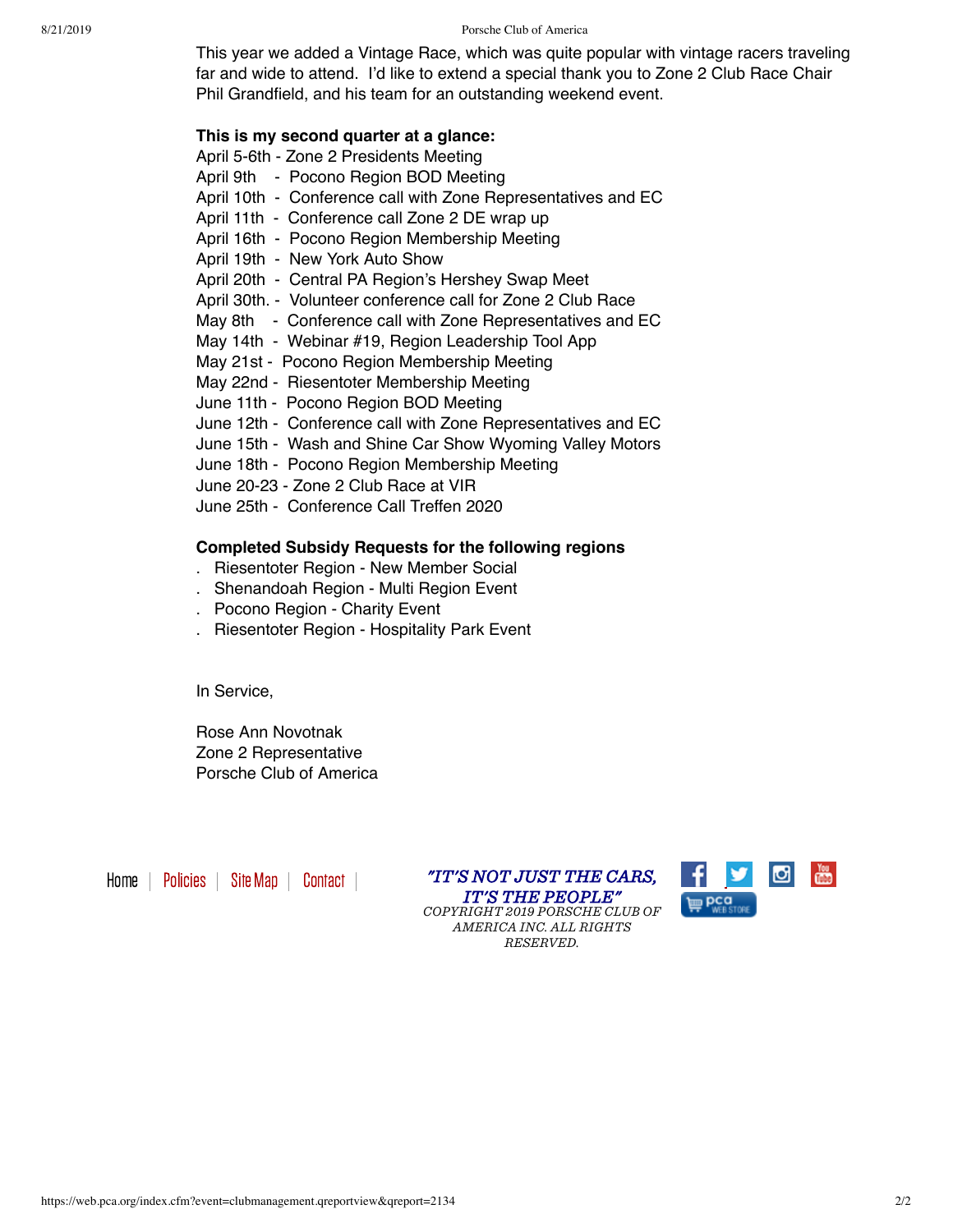This year we added a Vintage Race, which was quite popular with vintage racers traveling far and wide to attend. I'd like to extend a special thank you to Zone 2 Club Race Chair Phil Grandfield, and his team for an outstanding weekend event.

**This is my second quarter at a glance:**

April 5-6th - Zone 2 Presidents Meeting
April 9th - Pocono Region BOD Meeting
April 10th - Conference call with Zone Representatives and EC
April 11th - Conference call Zone 2 DE wrap up
April 16th - Pocono Region Membership Meeting
April 19th - New York Auto Show
April 20th - Central PA Region's Hershey Swap Meet
April 30th. - Volunteer conference call for Zone 2 Club Race
May 8th - Conference call with Zone Representatives and EC
May 14th - Webinar #19, Region Leadership Tool App
May 21st - Pocono Region Membership Meeting
May 22nd - Riesentoter Membership Meeting
June 11th - Pocono Region BOD Meeting
June 12th - Conference call with Zone Representatives and EC
June 15th - Wash and Shine Car Show Wyoming Valley Motors
June 18th - Pocono Region Membership Meeting
June 20-23 - Zone 2 Club Race at VIR
June 25th - Conference Call Treffen 2020

**Completed Subsidy Requests for the following regions**

- Riesentoter Region - New Member Social
- Shenandoah Region - Multi Region Event
- Pocono Region - Charity Event
- Riesentoter Region - Hospitality Park Event

In Service,

Rose Ann Novotnak
Zone 2 Representative
Porsche Club of America

Home | Policies | Site Map | Contact |

*"IT'S NOT JUST THE CARS, IT'S THE PEOPLE"*
*COPYRIGHT 2019 PORSCHE CLUB OF AMERICA INC. ALL RIGHTS RESERVED.*